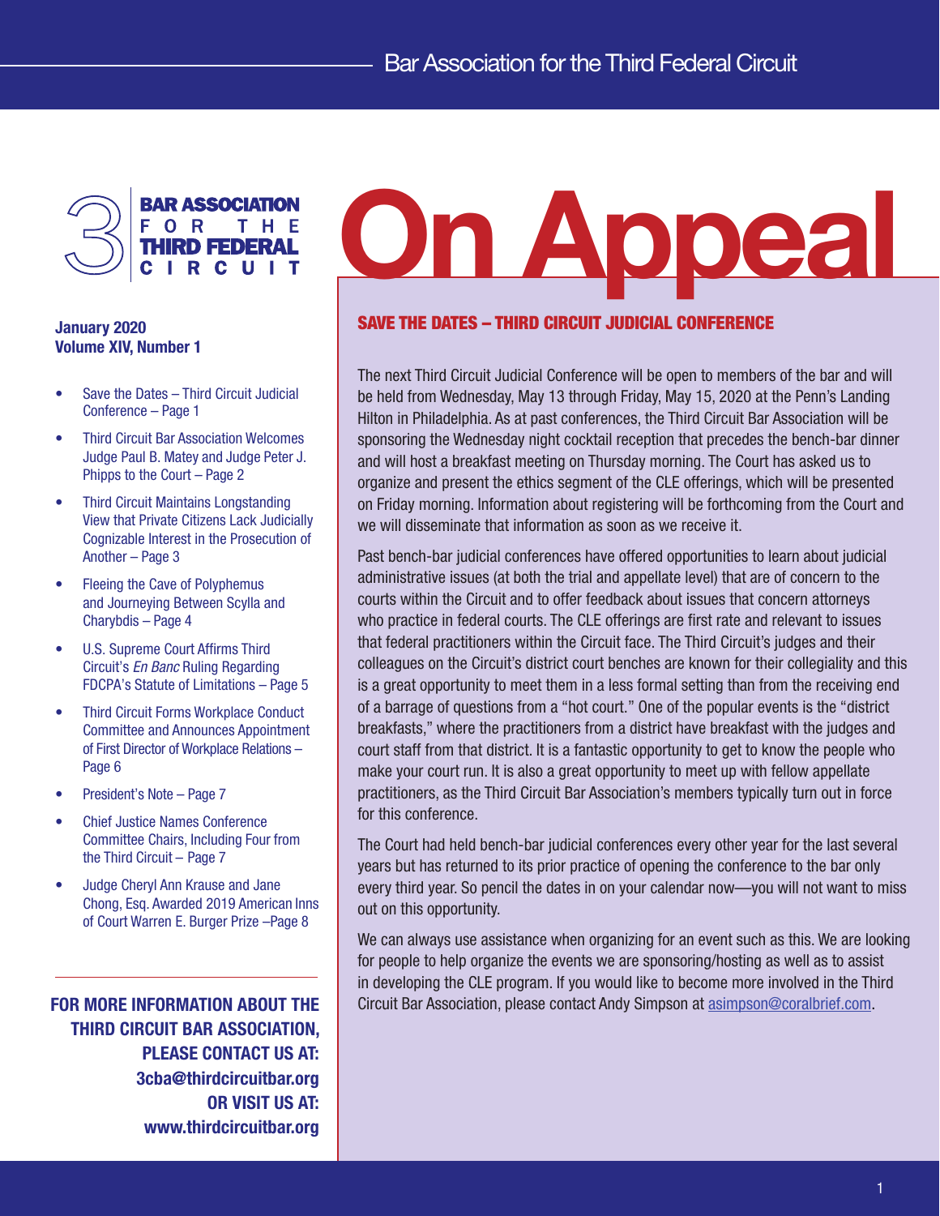# On Appeal

**Bar Association for the Third Federal Circuit**

**January 2020**
**Volume XIV, Number 1**

- Save the Dates – Third Circuit Judicial Conference – Page 1
- Third Circuit Bar Association Welcomes Judge Paul B. Matey and Judge Peter J. Phipps to the Court – Page 2
- Third Circuit Maintains Longstanding View that Private Citizens Lack Judicially Cognizable Interest in the Prosecution of Another – Page 3
- Fleeing the Cave of Polyphemus and Journeying Between Scylla and Charybdis – Page 4
- U.S. Supreme Court Affirms Third Circuit's *En Banc* Ruling Regarding FDCPA's Statute of Limitations – Page 5
- Third Circuit Forms Workplace Conduct Committee and Announces Appointment of First Director of Workplace Relations – Page 6
- President's Note – Page 7
- Chief Justice Names Conference Committee Chairs, Including Four from the Third Circuit – Page 7
- Judge Cheryl Ann Krause and Jane Chong, Esq. Awarded 2019 American Inns of Court Warren E. Burger Prize –Page 8

**FOR MORE INFORMATION ABOUT THE THIRD CIRCUIT BAR ASSOCIATION, PLEASE CONTACT US AT: 3cba@thirdcircuitbar.org OR VISIT US AT: www.thirdcircuitbar.org**

## SAVE THE DATES – THIRD CIRCUIT JUDICIAL CONFERENCE

The next Third Circuit Judicial Conference will be open to members of the bar and will be held from Wednesday, May 13 through Friday, May 15, 2020 at the Penn's Landing Hilton in Philadelphia. As at past conferences, the Third Circuit Bar Association will be sponsoring the Wednesday night cocktail reception that precedes the bench-bar dinner and will host a breakfast meeting on Thursday morning. The Court has asked us to organize and present the ethics segment of the CLE offerings, which will be presented on Friday morning. Information about registering will be forthcoming from the Court and we will disseminate that information as soon as we receive it.

Past bench-bar judicial conferences have offered opportunities to learn about judicial administrative issues (at both the trial and appellate level) that are of concern to the courts within the Circuit and to offer feedback about issues that concern attorneys who practice in federal courts. The CLE offerings are first rate and relevant to issues that federal practitioners within the Circuit face. The Third Circuit's judges and their colleagues on the Circuit's district court benches are known for their collegiality and this is a great opportunity to meet them in a less formal setting than from the receiving end of a barrage of questions from a "hot court." One of the popular events is the "district breakfasts," where the practitioners from a district have breakfast with the judges and court staff from that district. It is a fantastic opportunity to get to know the people who make your court run. It is also a great opportunity to meet up with fellow appellate practitioners, as the Third Circuit Bar Association's members typically turn out in force for this conference.

The Court had held bench-bar judicial conferences every other year for the last several years but has returned to its prior practice of opening the conference to the bar only every third year. So pencil the dates in on your calendar now—you will not want to miss out on this opportunity.

We can always use assistance when organizing for an event such as this. We are looking for people to help organize the events we are sponsoring/hosting as well as to assist in developing the CLE program. If you would like to become more involved in the Third Circuit Bar Association, please contact Andy Simpson at asimpson@coralbrief.com.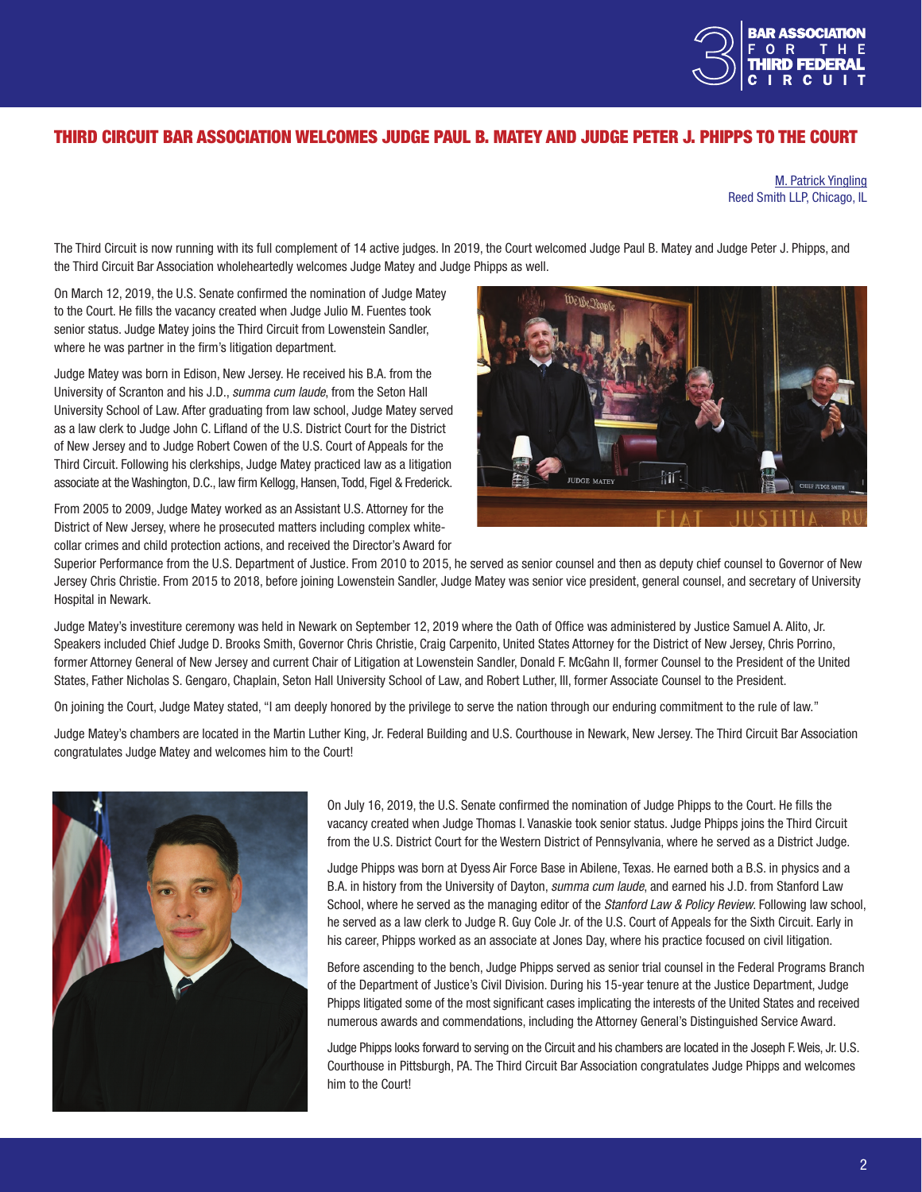# THIRD CIRCUIT BAR ASSOCIATION WELCOMES JUDGE PAUL B. MATEY AND JUDGE PETER J. PHIPPS TO THE COURT

M. Patrick Yingling
Reed Smith LLP, Chicago, IL

The Third Circuit is now running with its full complement of 14 active judges. In 2019, the Court welcomed Judge Paul B. Matey and Judge Peter J. Phipps, and the Third Circuit Bar Association wholeheartedly welcomes Judge Matey and Judge Phipps as well.

On March 12, 2019, the U.S. Senate confirmed the nomination of Judge Matey to the Court. He fills the vacancy created when Judge Julio M. Fuentes took senior status. Judge Matey joins the Third Circuit from Lowenstein Sandler, where he was partner in the firm's litigation department.

Judge Matey was born in Edison, New Jersey. He received his B.A. from the University of Scranton and his J.D., *summa cum laude*, from the Seton Hall University School of Law. After graduating from law school, Judge Matey served as a law clerk to Judge John C. Lifland of the U.S. District Court for the District of New Jersey and to Judge Robert Cowen of the U.S. Court of Appeals for the Third Circuit. Following his clerkships, Judge Matey practiced law as a litigation associate at the Washington, D.C., law firm Kellogg, Hansen, Todd, Figel & Frederick.

From 2005 to 2009, Judge Matey worked as an Assistant U.S. Attorney for the District of New Jersey, where he prosecuted matters including complex white-collar crimes and child protection actions, and received the Director's Award for Superior Performance from the U.S. Department of Justice. From 2010 to 2015, he served as senior counsel and then as deputy chief counsel to Governor of New Jersey Chris Christie. From 2015 to 2018, before joining Lowenstein Sandler, Judge Matey was senior vice president, general counsel, and secretary of University Hospital in Newark.

Judge Matey's investiture ceremony was held in Newark on September 12, 2019 where the Oath of Office was administered by Justice Samuel A. Alito, Jr. Speakers included Chief Judge D. Brooks Smith, Governor Chris Christie, Craig Carpenito, United States Attorney for the District of New Jersey, Chris Porrino, former Attorney General of New Jersey and current Chair of Litigation at Lowenstein Sandler, Donald F. McGahn II, former Counsel to the President of the United States, Father Nicholas S. Gengaro, Chaplain, Seton Hall University School of Law, and Robert Luther, III, former Associate Counsel to the President.

On joining the Court, Judge Matey stated, "I am deeply honored by the privilege to serve the nation through our enduring commitment to the rule of law."

Judge Matey's chambers are located in the Martin Luther King, Jr. Federal Building and U.S. Courthouse in Newark, New Jersey. The Third Circuit Bar Association congratulates Judge Matey and welcomes him to the Court!

On July 16, 2019, the U.S. Senate confirmed the nomination of Judge Phipps to the Court. He fills the vacancy created when Judge Thomas I. Vanaskie took senior status. Judge Phipps joins the Third Circuit from the U.S. District Court for the Western District of Pennsylvania, where he served as a District Judge.

Judge Phipps was born at Dyess Air Force Base in Abilene, Texas. He earned both a B.S. in physics and a B.A. in history from the University of Dayton, *summa cum laude*, and earned his J.D. from Stanford Law School, where he served as the managing editor of the *Stanford Law & Policy Review*. Following law school, he served as a law clerk to Judge R. Guy Cole Jr. of the U.S. Court of Appeals for the Sixth Circuit. Early in his career, Phipps worked as an associate at Jones Day, where his practice focused on civil litigation.

Before ascending to the bench, Judge Phipps served as senior trial counsel in the Federal Programs Branch of the Department of Justice's Civil Division. During his 15-year tenure at the Justice Department, Judge Phipps litigated some of the most significant cases implicating the interests of the United States and received numerous awards and commendations, including the Attorney General's Distinguished Service Award.

Judge Phipps looks forward to serving on the Circuit and his chambers are located in the Joseph F. Weis, Jr. U.S. Courthouse in Pittsburgh, PA. The Third Circuit Bar Association congratulates Judge Phipps and welcomes him to the Court!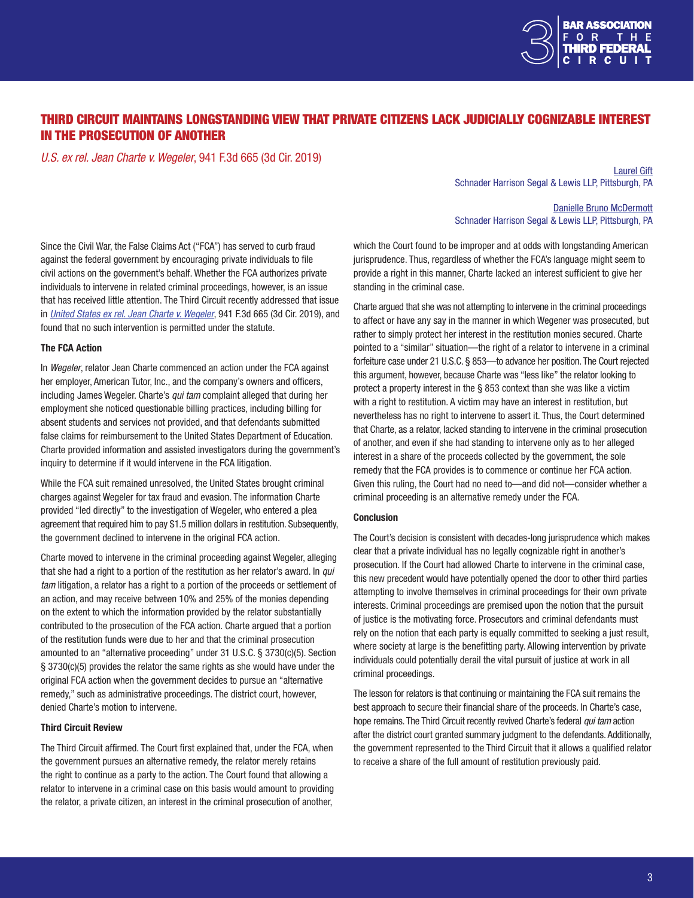# THIRD CIRCUIT MAINTAINS LONGSTANDING VIEW THAT PRIVATE CITIZENS LACK JUDICIALLY COGNIZABLE INTEREST IN THE PROSECUTION OF ANOTHER

*U.S. ex rel. Jean Charte v. Wegeler*, 941 F.3d 665 (3d Cir. 2019)

Laurel Gift
Schnader Harrison Segal & Lewis LLP, Pittsburgh, PA

Danielle Bruno McDermott
Schnader Harrison Segal & Lewis LLP, Pittsburgh, PA

Since the Civil War, the False Claims Act ("FCA") has served to curb fraud against the federal government by encouraging private individuals to file civil actions on the government's behalf. Whether the FCA authorizes private individuals to intervene in related criminal proceedings, however, is an issue that has received little attention. The Third Circuit recently addressed that issue in *United States ex rel. Jean Charte v. Wegeler*, 941 F.3d 665 (3d Cir. 2019), and found that no such intervention is permitted under the statute.

**The FCA Action**

In *Wegeler*, relator Jean Charte commenced an action under the FCA against her employer, American Tutor, Inc., and the company's owners and officers, including James Wegeler. Charte's *qui tam* complaint alleged that during her employment she noticed questionable billing practices, including billing for absent students and services not provided, and that defendants submitted false claims for reimbursement to the United States Department of Education. Charte provided information and assisted investigators during the government's inquiry to determine if it would intervene in the FCA litigation.

While the FCA suit remained unresolved, the United States brought criminal charges against Wegeler for tax fraud and evasion. The information Charte provided "led directly" to the investigation of Wegeler, who entered a plea agreement that required him to pay $1.5 million dollars in restitution. Subsequently, the government declined to intervene in the original FCA action.

Charte moved to intervene in the criminal proceeding against Wegeler, alleging that she had a right to a portion of the restitution as her relator's award. In *qui tam* litigation, a relator has a right to a portion of the proceeds or settlement of an action, and may receive between 10% and 25% of the monies depending on the extent to which the information provided by the relator substantially contributed to the prosecution of the FCA action. Charte argued that a portion of the restitution funds were due to her and that the criminal prosecution amounted to an "alternative proceeding" under 31 U.S.C. § 3730(c)(5). Section § 3730(c)(5) provides the relator the same rights as she would have under the original FCA action when the government decides to pursue an "alternative remedy," such as administrative proceedings. The district court, however, denied Charte's motion to intervene.

**Third Circuit Review**

The Third Circuit affirmed. The Court first explained that, under the FCA, when the government pursues an alternative remedy, the relator merely retains the right to continue as a party to the action. The Court found that allowing a relator to intervene in a criminal case on this basis would amount to providing the relator, a private citizen, an interest in the criminal prosecution of another, which the Court found to be improper and at odds with longstanding American jurisprudence. Thus, regardless of whether the FCA's language might seem to provide a right in this manner, Charte lacked an interest sufficient to give her standing in the criminal case.

Charte argued that she was not attempting to intervene in the criminal proceedings to affect or have any say in the manner in which Wegener was prosecuted, but rather to simply protect her interest in the restitution monies secured. Charte pointed to a "similar" situation—the right of a relator to intervene in a criminal forfeiture case under 21 U.S.C. § 853—to advance her position. The Court rejected this argument, however, because Charte was "less like" the relator looking to protect a property interest in the § 853 context than she was like a victim with a right to restitution. A victim may have an interest in restitution, but nevertheless has no right to intervene to assert it. Thus, the Court determined that Charte, as a relator, lacked standing to intervene in the criminal prosecution of another, and even if she had standing to intervene only as to her alleged interest in a share of the proceeds collected by the government, the sole remedy that the FCA provides is to commence or continue her FCA action. Given this ruling, the Court had no need to—and did not—consider whether a criminal proceeding is an alternative remedy under the FCA.

**Conclusion**

The Court's decision is consistent with decades-long jurisprudence which makes clear that a private individual has no legally cognizable right in another's prosecution. If the Court had allowed Charte to intervene in the criminal case, this new precedent would have potentially opened the door to other third parties attempting to involve themselves in criminal proceedings for their own private interests. Criminal proceedings are premised upon the notion that the pursuit of justice is the motivating force. Prosecutors and criminal defendants must rely on the notion that each party is equally committed to seeking a just result, where society at large is the benefitting party. Allowing intervention by private individuals could potentially derail the vital pursuit of justice at work in all criminal proceedings.

The lesson for relators is that continuing or maintaining the FCA suit remains the best approach to secure their financial share of the proceeds. In Charte's case, hope remains. The Third Circuit recently revived Charte's federal *qui tam* action after the district court granted summary judgment to the defendants. Additionally, the government represented to the Third Circuit that it allows a qualified relator to receive a share of the full amount of restitution previously paid.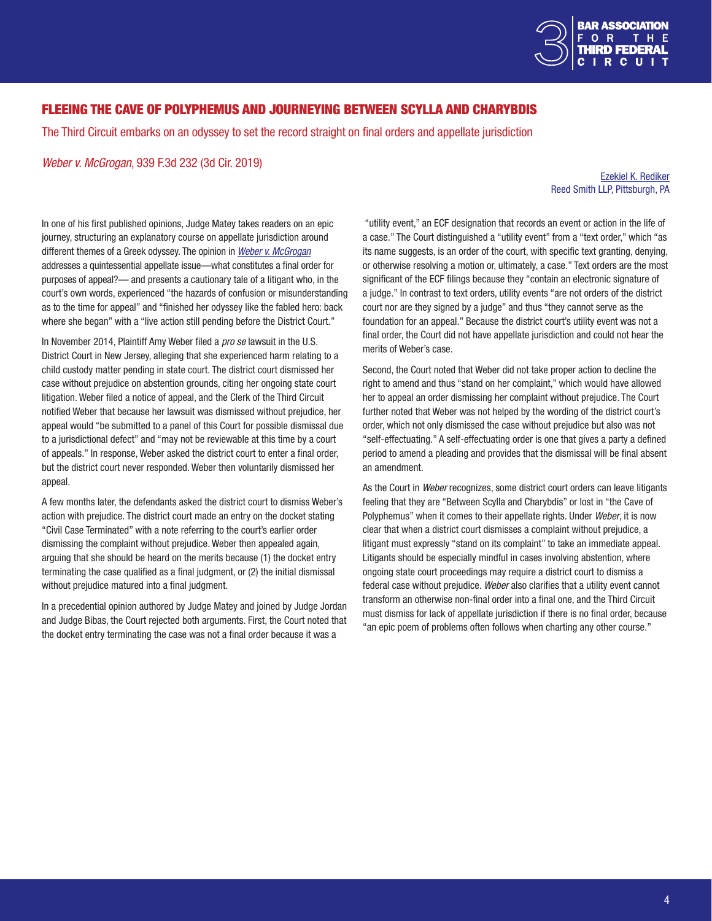## FLEEING THE CAVE OF POLYPHEMUS AND JOURNEYING BETWEEN SCYLLA AND CHARYBDIS

The Third Circuit embarks on an odyssey to set the record straight on final orders and appellate jurisdiction

*Weber v. McGrogan*, 939 F.3d 232 (3d Cir. 2019)

Ezekiel K. Rediker
Reed Smith LLP, Pittsburgh, PA

In one of his first published opinions, Judge Matey takes readers on an epic journey, structuring an explanatory course on appellate jurisdiction around different themes of a Greek odyssey. The opinion in *Weber v. McGrogan* addresses a quintessential appellate issue—what constitutes a final order for purposes of appeal?— and presents a cautionary tale of a litigant who, in the court's own words, experienced "the hazards of confusion or misunderstanding as to the time for appeal" and "finished her odyssey like the fabled hero: back where she began" with a "live action still pending before the District Court."

In November 2014, Plaintiff Amy Weber filed a *pro se* lawsuit in the U.S. District Court in New Jersey, alleging that she experienced harm relating to a child custody matter pending in state court. The district court dismissed her case without prejudice on abstention grounds, citing her ongoing state court litigation. Weber filed a notice of appeal, and the Clerk of the Third Circuit notified Weber that because her lawsuit was dismissed without prejudice, her appeal would "be submitted to a panel of this Court for possible dismissal due to a jurisdictional defect" and "may not be reviewable at this time by a court of appeals." In response, Weber asked the district court to enter a final order, but the district court never responded. Weber then voluntarily dismissed her appeal.

A few months later, the defendants asked the district court to dismiss Weber's action with prejudice. The district court made an entry on the docket stating "Civil Case Terminated" with a note referring to the court's earlier order dismissing the complaint without prejudice. Weber then appealed again, arguing that she should be heard on the merits because (1) the docket entry terminating the case qualified as a final judgment, or (2) the initial dismissal without prejudice matured into a final judgment.

In a precedential opinion authored by Judge Matey and joined by Judge Jordan and Judge Bibas, the Court rejected both arguments. First, the Court noted that the docket entry terminating the case was not a final order because it was a "utility event," an ECF designation that records an event or action in the life of a case." The Court distinguished a "utility event" from a "text order," which "as its name suggests, is an order of the court, with specific text granting, denying, or otherwise resolving a motion or, ultimately, a case." Text orders are the most significant of the ECF filings because they "contain an electronic signature of a judge." In contrast to text orders, utility events "are not orders of the district court nor are they signed by a judge" and thus "they cannot serve as the foundation for an appeal." Because the district court's utility event was not a final order, the Court did not have appellate jurisdiction and could not hear the merits of Weber's case.

Second, the Court noted that Weber did not take proper action to decline the right to amend and thus "stand on her complaint," which would have allowed her to appeal an order dismissing her complaint without prejudice. The Court further noted that Weber was not helped by the wording of the district court's order, which not only dismissed the case without prejudice but also was not "self-effectuating." A self-effectuating order is one that gives a party a defined period to amend a pleading and provides that the dismissal will be final absent an amendment.

As the Court in *Weber* recognizes, some district court orders can leave litigants feeling that they are "Between Scylla and Charybdis" or lost in "the Cave of Polyphemus" when it comes to their appellate rights. Under *Weber*, it is now clear that when a district court dismisses a complaint without prejudice, a litigant must expressly "stand on its complaint" to take an immediate appeal. Litigants should be especially mindful in cases involving abstention, where ongoing state court proceedings may require a district court to dismiss a federal case without prejudice. *Weber* also clarifies that a utility event cannot transform an otherwise non-final order into a final one, and the Third Circuit must dismiss for lack of appellate jurisdiction if there is no final order, because "an epic poem of problems often follows when charting any other course."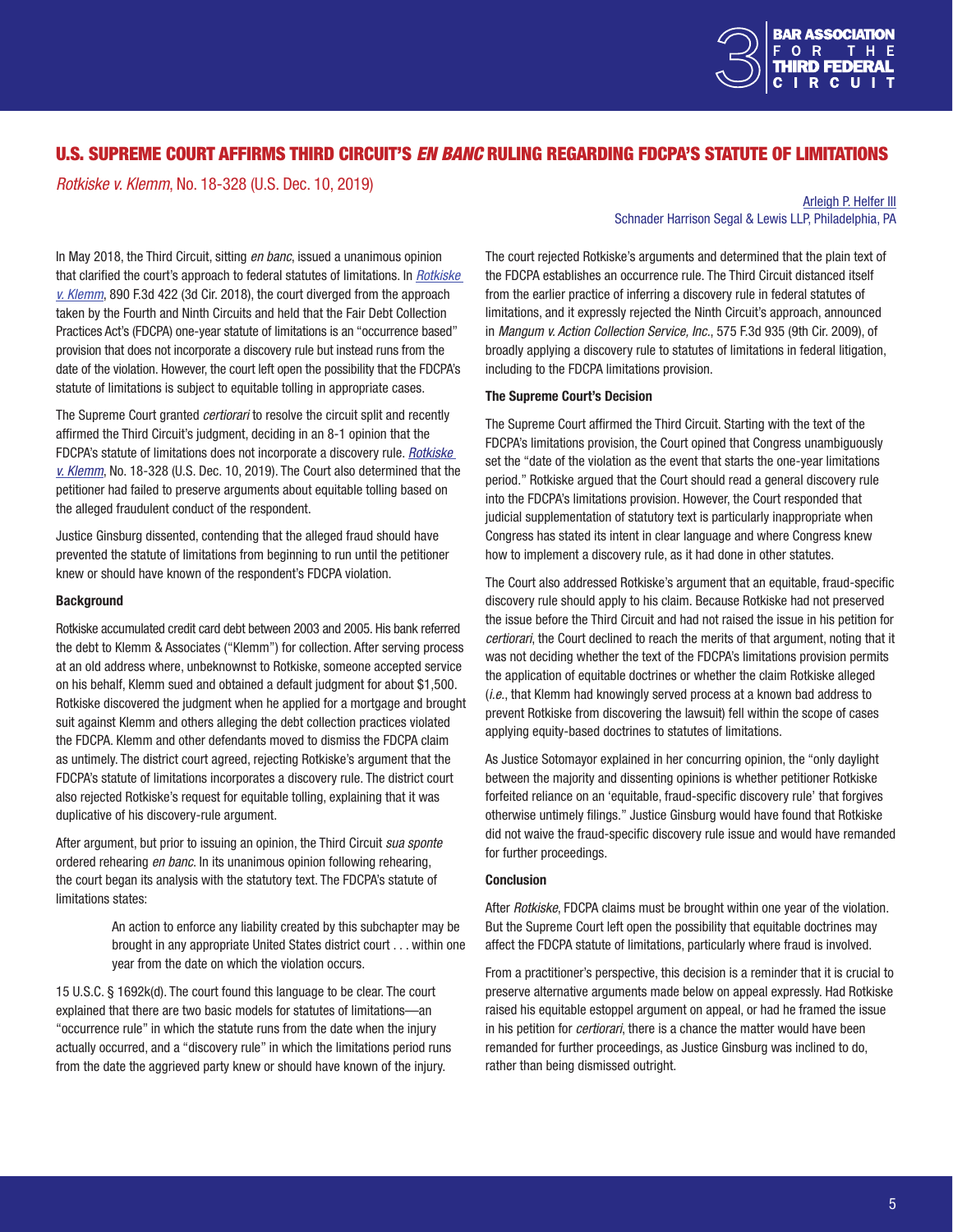## U.S. SUPREME COURT AFFIRMS THIRD CIRCUIT'S *EN BANC* RULING REGARDING FDCPA'S STATUTE OF LIMITATIONS

*Rotkiske v. Klemm*, No. 18-328 (U.S. Dec. 10, 2019)

Arleigh P. Helfer III
Schnader Harrison Segal & Lewis LLP, Philadelphia, PA

In May 2018, the Third Circuit, sitting *en banc*, issued a unanimous opinion that clarified the court's approach to federal statutes of limitations. In *Rotkiske v. Klemm*, 890 F.3d 422 (3d Cir. 2018), the court diverged from the approach taken by the Fourth and Ninth Circuits and held that the Fair Debt Collection Practices Act's (FDCPA) one-year statute of limitations is an "occurrence based" provision that does not incorporate a discovery rule but instead runs from the date of the violation. However, the court left open the possibility that the FDCPA's statute of limitations is subject to equitable tolling in appropriate cases.

The Supreme Court granted *certiorari* to resolve the circuit split and recently affirmed the Third Circuit's judgment, deciding in an 8-1 opinion that the FDCPA's statute of limitations does not incorporate a discovery rule. *Rotkiske v. Klemm*, No. 18-328 (U.S. Dec. 10, 2019). The Court also determined that the petitioner had failed to preserve arguments about equitable tolling based on the alleged fraudulent conduct of the respondent.

Justice Ginsburg dissented, contending that the alleged fraud should have prevented the statute of limitations from beginning to run until the petitioner knew or should have known of the respondent's FDCPA violation.

**Background**

Rotkiske accumulated credit card debt between 2003 and 2005. His bank referred the debt to Klemm & Associates ("Klemm") for collection. After serving process at an old address where, unbeknownst to Rotkiske, someone accepted service on his behalf, Klemm sued and obtained a default judgment for about $1,500. Rotkiske discovered the judgment when he applied for a mortgage and brought suit against Klemm and others alleging the debt collection practices violated the FDCPA. Klemm and other defendants moved to dismiss the FDCPA claim as untimely. The district court agreed, rejecting Rotkiske's argument that the FDCPA's statute of limitations incorporates a discovery rule. The district court also rejected Rotkiske's request for equitable tolling, explaining that it was duplicative of his discovery-rule argument.

After argument, but prior to issuing an opinion, the Third Circuit *sua sponte* ordered rehearing *en banc*. In its unanimous opinion following rehearing, the court began its analysis with the statutory text. The FDCPA's statute of limitations states:

> An action to enforce any liability created by this subchapter may be brought in any appropriate United States district court . . . within one year from the date on which the violation occurs.

15 U.S.C. § 1692k(d). The court found this language to be clear. The court explained that there are two basic models for statutes of limitations—an "occurrence rule" in which the statute runs from the date when the injury actually occurred, and a "discovery rule" in which the limitations period runs from the date the aggrieved party knew or should have known of the injury.

The court rejected Rotkiske's arguments and determined that the plain text of the FDCPA establishes an occurrence rule. The Third Circuit distanced itself from the earlier practice of inferring a discovery rule in federal statutes of limitations, and it expressly rejected the Ninth Circuit's approach, announced in *Mangum v. Action Collection Service, Inc.*, 575 F.3d 935 (9th Cir. 2009), of broadly applying a discovery rule to statutes of limitations in federal litigation, including the FDCPA limitations provision.

**The Supreme Court's Decision**

The Supreme Court affirmed the Third Circuit. Starting with the text of the FDCPA's limitations provision, the Court opined that Congress unambiguously set the "date of the violation as the event that starts the one-year limitations period." Rotkiske argued that the Court should read a general discovery rule into the FDCPA's limitations provision. However, the Court responded that judicial supplementation of statutory text is particularly inappropriate when Congress has stated its intent in clear language and where Congress knew how to implement a discovery rule, as it had done in other statutes.

The Court also addressed Rotkiske's argument that an equitable, fraud-specific discovery rule should apply to his claim. Because Rotkiske had not preserved the issue before the Third Circuit and had not raised the issue in his petition for *certiorari*, the Court declined to reach the merits of that argument, noting that it was not deciding whether the text of the FDCPA's limitations provision permits the application of equitable doctrines or whether the claim Rotkiske alleged (*i.e.*, that Klemm had knowingly served process at a known bad address to prevent Rotkiske from discovering the lawsuit) fell within the scope of cases applying equity-based doctrines to statutes of limitations.

As Justice Sotomayor explained in her concurring opinion, the "only daylight between the majority and dissenting opinions is whether petitioner Rotkiske forfeited reliance on an 'equitable, fraud-specific discovery rule' that forgives otherwise untimely filings." Justice Ginsburg would have found that Rotkiske did not waive the fraud-specific discovery rule issue and would have remanded for further proceedings.

**Conclusion**

After *Rotkiske*, FDCPA claims must be brought within one year of the violation. But the Supreme Court left open the possibility that equitable doctrines may affect the FDCPA statute of limitations, particularly where fraud is involved.

From a practitioner's perspective, this decision is a reminder that it is crucial to preserve alternative arguments made below on appeal expressly. Had Rotkiske raised his equitable estoppel argument on appeal, or had he framed the issue in his petition for *certiorari*, there is a chance the matter would have been remanded for further proceedings, as Justice Ginsburg was inclined to do, rather than being dismissed outright.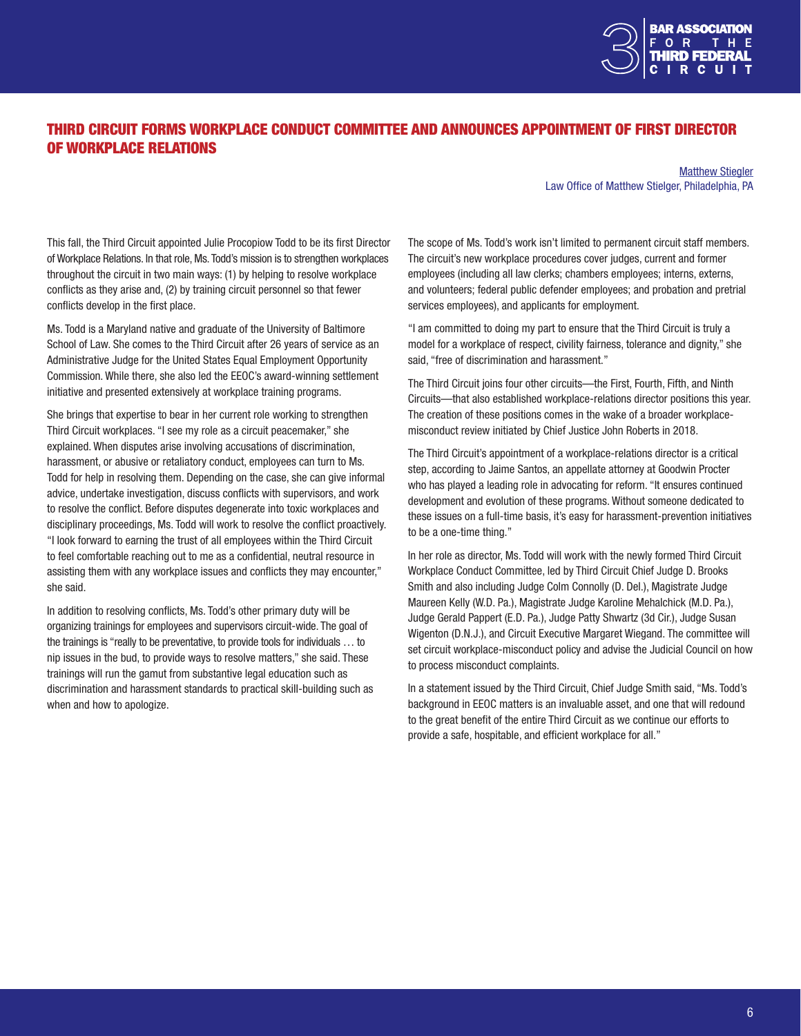# THIRD CIRCUIT FORMS WORKPLACE CONDUCT COMMITTEE AND ANNOUNCES APPOINTMENT OF FIRST DIRECTOR OF WORKPLACE RELATIONS

Matthew Stiegler
Law Office of Matthew Stielger, Philadelphia, PA

This fall, the Third Circuit appointed Julie Procopiow Todd to be its first Director of Workplace Relations. In that role, Ms. Todd's mission is to strengthen workplaces throughout the circuit in two main ways: (1) by helping to resolve workplace conflicts as they arise and, (2) by training circuit personnel so that fewer conflicts develop in the first place.

Ms. Todd is a Maryland native and graduate of the University of Baltimore School of Law. She comes to the Third Circuit after 26 years of service as an Administrative Judge for the United States Equal Employment Opportunity Commission. While there, she also led the EEOC's award-winning settlement initiative and presented extensively at workplace training programs.

She brings that expertise to bear in her current role working to strengthen Third Circuit workplaces. "I see my role as a circuit peacemaker," she explained. When disputes arise involving accusations of discrimination, harassment, or abusive or retaliatory conduct, employees can turn to Ms. Todd for help in resolving them. Depending on the case, she can give informal advice, undertake investigation, discuss conflicts with supervisors, and work to resolve the conflict. Before disputes degenerate into toxic workplaces and disciplinary proceedings, Ms. Todd will work to resolve the conflict proactively. "I look forward to earning the trust of all employees within the Third Circuit to feel comfortable reaching out to me as a confidential, neutral resource in assisting them with any workplace issues and conflicts they may encounter," she said.

In addition to resolving conflicts, Ms. Todd's other primary duty will be organizing trainings for employees and supervisors circuit-wide. The goal of the trainings is "really to be preventative, to provide tools for individuals … to nip issues in the bud, to provide ways to resolve matters," she said. These trainings will run the gamut from substantive legal education such as discrimination and harassment standards to practical skill-building such as when and how to apologize.

The scope of Ms. Todd's work isn't limited to permanent circuit staff members. The circuit's new workplace procedures cover judges, current and former employees (including all law clerks; chambers employees; interns, externs, and volunteers; federal public defender employees; and probation and pretrial services employees), and applicants for employment.

"I am committed to doing my part to ensure that the Third Circuit is truly a model for a workplace of respect, civility fairness, tolerance and dignity," she said, "free of discrimination and harassment."

The Third Circuit joins four other circuits—the First, Fourth, Fifth, and Ninth Circuits—that also established workplace-relations director positions this year. The creation of these positions comes in the wake of a broader workplace-misconduct review initiated by Chief Justice John Roberts in 2018.

The Third Circuit's appointment of a workplace-relations director is a critical step, according to Jaime Santos, an appellate attorney at Goodwin Procter who has played a leading role in advocating for reform. "It ensures continued development and evolution of these programs. Without someone dedicated to these issues on a full-time basis, it's easy for harassment-prevention initiatives to be a one-time thing."

In her role as director, Ms. Todd will work with the newly formed Third Circuit Workplace Conduct Committee, led by Third Circuit Chief Judge D. Brooks Smith and also including Judge Colm Connolly (D. Del.), Magistrate Judge Maureen Kelly (W.D. Pa.), Magistrate Judge Karoline Mehalchick (M.D. Pa.), Judge Gerald Pappert (E.D. Pa.), Judge Patty Shwartz (3d Cir.), Judge Susan Wigenton (D.N.J.), and Circuit Executive Margaret Wiegand. The committee will set circuit workplace-misconduct policy and advise the Judicial Council on how to process misconduct complaints.

In a statement issued by the Third Circuit, Chief Judge Smith said, "Ms. Todd's background in EEOC matters is an invaluable asset, and one that will redound to the great benefit of the entire Third Circuit as we continue our efforts to provide a safe, hospitable, and efficient workplace for all."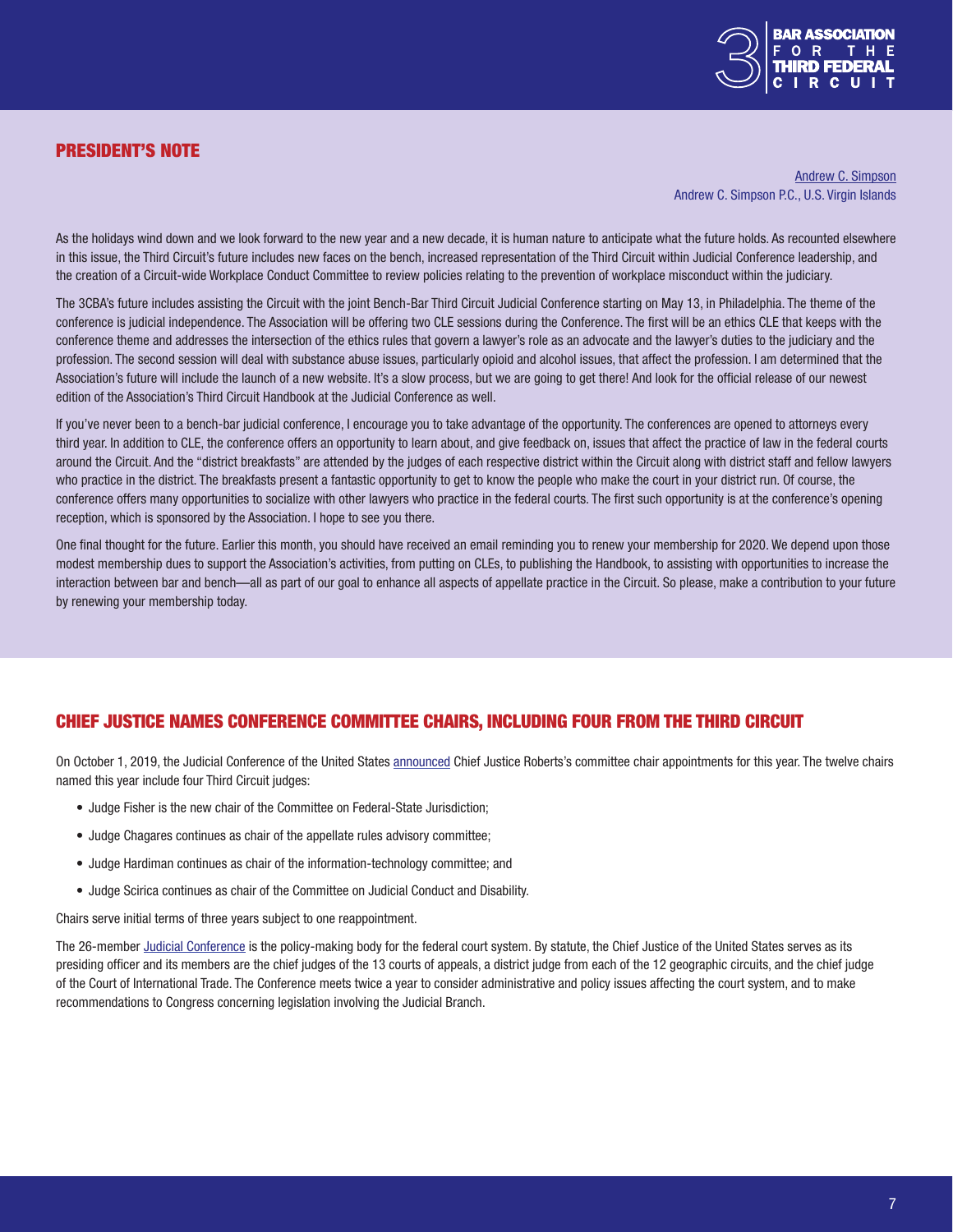## PRESIDENT'S NOTE

[Andrew C. Simpson](#)
Andrew C. Simpson P.C., U.S. Virgin Islands

As the holidays wind down and we look forward to the new year and a new decade, it is human nature to anticipate what the future holds. As recounted elsewhere in this issue, the Third Circuit's future includes new faces on the bench, increased representation of the Third Circuit within Judicial Conference leadership, and the creation of a Circuit-wide Workplace Conduct Committee to review policies relating to the prevention of workplace misconduct within the judiciary.

The 3CBA's future includes assisting the Circuit with the joint Bench-Bar Third Circuit Judicial Conference starting on May 13, in Philadelphia. The theme of the conference is judicial independence. The Association will be offering two CLE sessions during the Conference. The first will be an ethics CLE that keeps with the conference theme and addresses the intersection of the ethics rules that govern a lawyer's role as an advocate and the lawyer's duties to the judiciary and the profession. The second session will deal with substance abuse issues, particularly opioid and alcohol issues, that affect the profession. I am determined that the Association's future will include the launch of a new website. It's a slow process, but we are going to get there! And look for the official release of our newest edition of the Association's Third Circuit Handbook at the Judicial Conference as well.

If you've never been to a bench-bar judicial conference, I encourage you to take advantage of the opportunity. The conferences are opened to attorneys every third year. In addition to CLE, the conference offers an opportunity to learn about, and give feedback on, issues that affect the practice of law in the federal courts around the Circuit. And the "district breakfasts" are attended by the judges of each respective district within the Circuit along with district staff and fellow lawyers who practice in the district. The breakfasts present a fantastic opportunity to get to know the people who make the court in your district run. Of course, the conference offers many opportunities to socialize with other lawyers who practice in the federal courts. The first such opportunity is at the conference's opening reception, which is sponsored by the Association. I hope to see you there.

One final thought for the future. Earlier this month, you should have received an email reminding you to renew your membership for 2020. We depend upon those modest membership dues to support the Association's activities, from putting on CLEs, to publishing the Handbook, to assisting with opportunities to increase the interaction between bar and bench—all as part of our goal to enhance all aspects of appellate practice in the Circuit. So please, make a contribution to your future by renewing your membership today.

## CHIEF JUSTICE NAMES CONFERENCE COMMITTEE CHAIRS, INCLUDING FOUR FROM THE THIRD CIRCUIT

On October 1, 2019, the Judicial Conference of the United States [announced](#) Chief Justice Roberts's committee chair appointments for this year. The twelve chairs named this year include four Third Circuit judges:

- Judge Fisher is the new chair of the Committee on Federal-State Jurisdiction;
- Judge Chagares continues as chair of the appellate rules advisory committee;
- Judge Hardiman continues as chair of the information-technology committee; and
- Judge Scirica continues as chair of the Committee on Judicial Conduct and Disability.

Chairs serve initial terms of three years subject to one reappointment.

The 26-member [Judicial Conference](#) is the policy-making body for the federal court system. By statute, the Chief Justice of the United States serves as its presiding officer and its members are the chief judges of the 13 courts of appeals, a district judge from each of the 12 geographic circuits, and the chief judge of the Court of International Trade. The Conference meets twice a year to consider administrative and policy issues affecting the court system, and to make recommendations to Congress concerning legislation involving the Judicial Branch.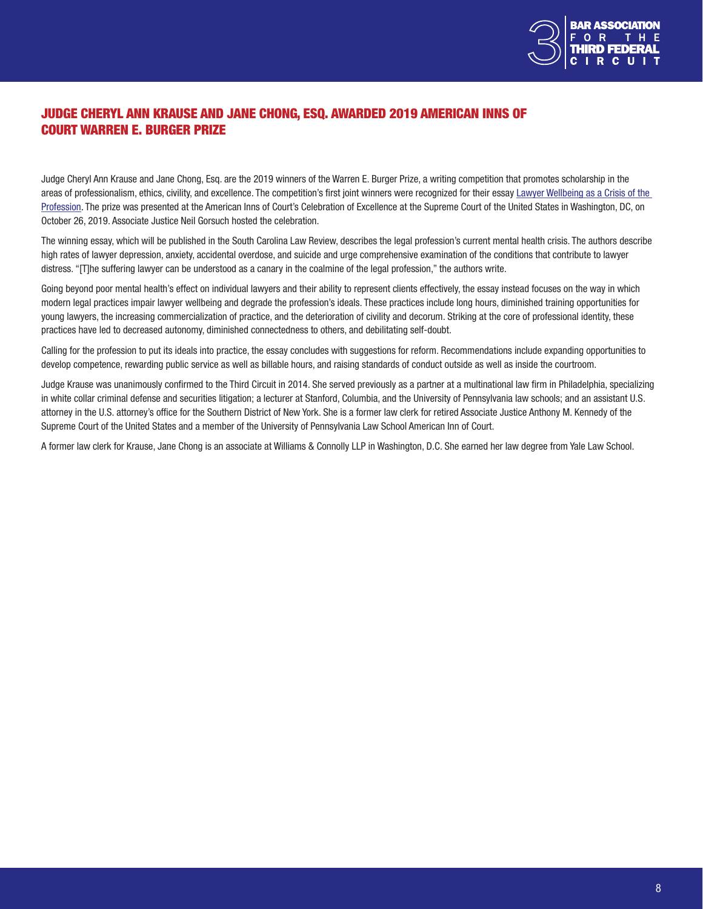# JUDGE CHERYL ANN KRAUSE AND JANE CHONG, ESQ. AWARDED 2019 AMERICAN INNS OF COURT WARREN E. BURGER PRIZE

Judge Cheryl Ann Krause and Jane Chong, Esq. are the 2019 winners of the Warren E. Burger Prize, a writing competition that promotes scholarship in the areas of professionalism, ethics, civility, and excellence. The competition's first joint winners were recognized for their essay Lawyer Wellbeing as a Crisis of the Profession. The prize was presented at the American Inns of Court's Celebration of Excellence at the Supreme Court of the United States in Washington, DC, on October 26, 2019. Associate Justice Neil Gorsuch hosted the celebration.

The winning essay, which will be published in the South Carolina Law Review, describes the legal profession's current mental health crisis. The authors describe high rates of lawyer depression, anxiety, accidental overdose, and suicide and urge comprehensive examination of the conditions that contribute to lawyer distress. "[T]he suffering lawyer can be understood as a canary in the coalmine of the legal profession," the authors write.

Going beyond poor mental health's effect on individual lawyers and their ability to represent clients effectively, the essay instead focuses on the way in which modern legal practices impair lawyer wellbeing and degrade the profession's ideals. These practices include long hours, diminished training opportunities for young lawyers, the increasing commercialization of practice, and the deterioration of civility and decorum. Striking at the core of professional identity, these practices have led to decreased autonomy, diminished connectedness to others, and debilitating self-doubt.

Calling for the profession to put its ideals into practice, the essay concludes with suggestions for reform. Recommendations include expanding opportunities to develop competence, rewarding public service as well as billable hours, and raising standards of conduct outside as well as inside the courtroom.

Judge Krause was unanimously confirmed to the Third Circuit in 2014. She served previously as a partner at a multinational law firm in Philadelphia, specializing in white collar criminal defense and securities litigation; a lecturer at Stanford, Columbia, and the University of Pennsylvania law schools; and an assistant U.S. attorney in the U.S. attorney's office for the Southern District of New York. She is a former law clerk for retired Associate Justice Anthony M. Kennedy of the Supreme Court of the United States and a member of the University of Pennsylvania Law School American Inn of Court.

A former law clerk for Krause, Jane Chong is an associate at Williams & Connolly LLP in Washington, D.C. She earned her law degree from Yale Law School.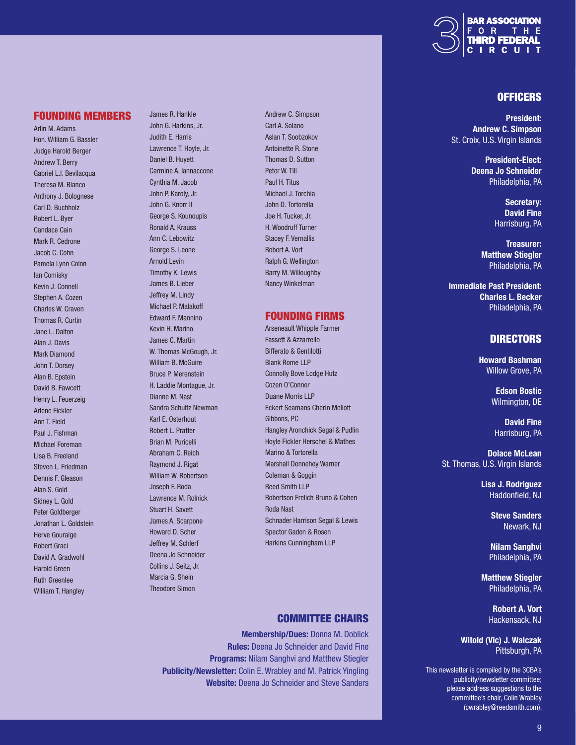BAR ASSOCIATION FOR THE THIRD FEDERAL CIRCUIT

## FOUNDING MEMBERS

Arlin M. Adams
Hon. William G. Bassler
Judge Harold Berger
Andrew T. Berry
Gabriel L.I. Bevilacqua
Theresa M. Blanco
Anthony J. Bolognese
Carl D. Buchholz
Robert L. Byer
Candace Cain
Mark R. Cedrone
Jacob C. Cohn
Pamela Lynn Colon
Ian Comisky
Kevin J. Connell
Stephen A. Cozen
Charles W. Craven
Thomas R. Curtin
Jane L. Dalton
Alan J. Davis
Mark Diamond
John T. Dorsey
Alan B. Epstein
David B. Fawcett
Henry L. Feuerzeig
Arlene Fickler
Ann T. Field
Paul J. Fishman
Michael Foreman
Lisa B. Freeland
Steven L. Friedman
Dennis F. Gleason
Alan S. Gold
Sidney L. Gold
Peter Goldberger
Jonathan L. Goldstein
Herve Gouraige
Robert Graci
David A. Gradwohl
Harold Green
Ruth Greenlee
William T. Hangley
James R. Hankle
John G. Harkins, Jr.
Judith E. Harris
Lawrence T. Hoyle, Jr.
Daniel B. Huyett
Carmine A. Iannaccone
Cynthia M. Jacob
John P. Karoly, Jr.
John G. Knorr II
George S. Kounoupis
Ronald A. Krauss
Ann C. Lebowitz
George S. Leone
Arnold Levin
Timothy K. Lewis
James B. Lieber
Jeffrey M. Lindy
Michael P. Malakoff
Edward F. Mannino
Kevin H. Marino
James C. Martin
W. Thomas McGough, Jr.
William B. McGuire
Bruce P. Merenstein
H. Laddie Montague, Jr.
Dianne M. Nast
Sandra Schultz Newman
Karl E. Osterhout
Robert L. Pratter
Brian M. Puricelli
Abraham C. Reich
Raymond J. Rigat
William W. Robertson
Joseph F. Roda
Lawrence M. Rolnick
Stuart H. Savett
James A. Scarpone
Howard D. Scher
Jeffrey M. Schlerf
Deena Jo Schneider
Collins J. Seitz, Jr.
Marcia G. Shein
Theodore Simon
Andrew C. Simpson
Carl A. Solano
Aslan T. Soobzokov
Antoinette R. Stone
Thomas D. Sutton
Peter W. Till
Paul H. Titus
Michael J. Torchia
John D. Tortorella
Joe H. Tucker, Jr.
H. Woodruff Turner
Stacey F. Vernallis
Robert A. Vort
Ralph G. Wellington
Barry M. Willoughby
Nancy Winkelman

## FOUNDING FIRMS

Arseneault Whipple Farmer Fassett & Azzarello
Bifferato & Gentilotti
Blank Rome LLP
Connolly Bove Lodge Hutz
Cozen O'Connor
Duane Morris LLP
Eckert Seamans Cherin Mellott
Gibbons, PC
Hangley Aronchick Segal & Pudlin
Hoyle Fickler Herschel & Mathes
Marino & Tortorella
Marshall Dennehey Warner Coleman & Goggin
Reed Smith LLP
Robertson Frelich Bruno & Cohen
Roda Nast
Schnader Harrison Segal & Lewis
Spector Gadon & Rosen
Harkins Cunningham LLP

## COMMITTEE CHAIRS

**Membership/Dues:** Donna M. Doblick
**Rules:** Deena Jo Schneider and David Fine
**Programs:** Nilam Sanghvi and Matthew Stiegler
**Publicity/Newsletter:** Colin E. Wrabley and M. Patrick Yingling
**Website:** Deena Jo Schneider and Steve Sanders

## OFFICERS

**President:**
**Andrew C. Simpson**
St. Croix, U.S. Virgin Islands

**President-Elect:**
**Deena Jo Schneider**
Philadelphia, PA

**Secretary:**
**David Fine**
Harrisburg, PA

**Treasurer:**
**Matthew Stiegler**
Philadelphia, PA

**Immediate Past President:**
**Charles L. Becker**
Philadelphia, PA

## DIRECTORS

**Howard Bashman**
Willow Grove, PA

**Edson Bostic**
Wilmington, DE

**David Fine**
Harrisburg, PA

**Dolace McLean**
St. Thomas, U.S. Virgin Islands

**Lisa J. Rodriguez**
Haddonfield, NJ

**Steve Sanders**
Newark, NJ

**Nilam Sanghvi**
Philadelphia, PA

**Matthew Stiegler**
Philadelphia, PA

**Robert A. Vort**
Hackensack, NJ

**Witold (Vic) J. Walczak**
Pittsburgh, PA

This newsletter is compiled by the 3CBA's publicity/newsletter committee; please address suggestions to the committee's chair, Colin Wrabley (cwrabley@reedsmith.com).